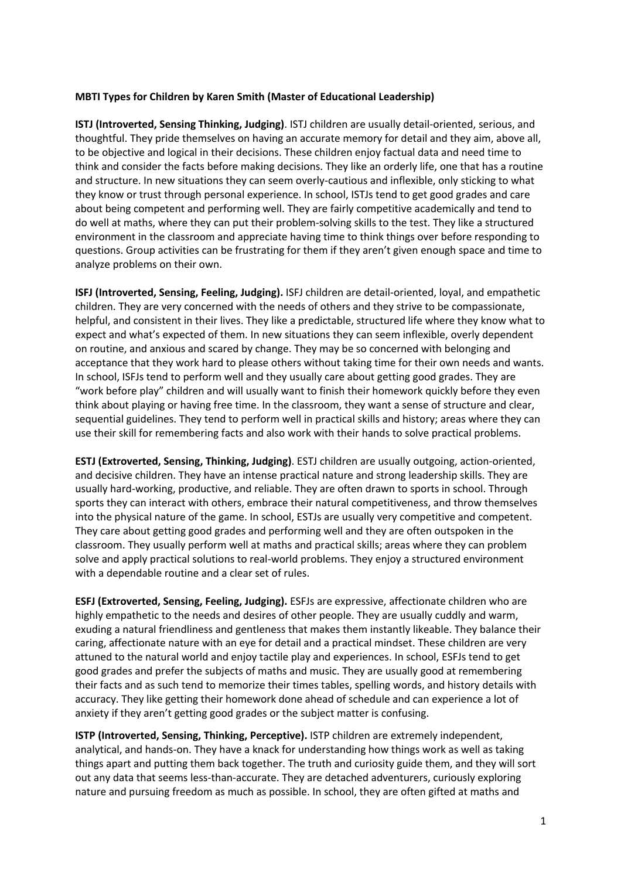**MBTI Types for Children by Karen Smith (Master of Educational Leadership)**

**ISTJ (Introverted, Sensing Thinking, Judging)**. ISTJ children are usually detail-oriented, serious, and thoughtful. They pride themselves on having an accurate memory for detail and they aim, above all, to be objective and logical in their decisions. These children enjoy factual data and need time to think and consider the facts before making decisions. They like an orderly life, one that has a routine and structure. In new situations they can seem overly-cautious and inflexible, only sticking to what they know or trust through personal experience. In school, ISTJs tend to get good grades and care about being competent and performing well. They are fairly competitive academically and tend to do well at maths, where they can put their problem-solving skills to the test. They like a structured environment in the classroom and appreciate having time to think things over before responding to questions. Group activities can be frustrating for them if they aren't given enough space and time to analyze problems on their own.

**ISFJ (Introverted, Sensing, Feeling, Judging).** ISFJ children are detail-oriented, loyal, and empathetic children. They are very concerned with the needs of others and they strive to be compassionate, helpful, and consistent in their lives. They like a predictable, structured life where they know what to expect and what's expected of them. In new situations they can seem inflexible, overly dependent on routine, and anxious and scared by change. They may be so concerned with belonging and acceptance that they work hard to please others without taking time for their own needs and wants. In school, ISFJs tend to perform well and they usually care about getting good grades. They are "work before play" children and will usually want to finish their homework quickly before they even think about playing or having free time. In the classroom, they want a sense of structure and clear, sequential guidelines. They tend to perform well in practical skills and history; areas where they can use their skill for remembering facts and also work with their hands to solve practical problems.

**ESTJ (Extroverted, Sensing, Thinking, Judging)**. ESTJ children are usually outgoing, action-oriented, and decisive children. They have an intense practical nature and strong leadership skills. They are usually hard-working, productive, and reliable. They are often drawn to sports in school. Through sports they can interact with others, embrace their natural competitiveness, and throw themselves into the physical nature of the game. In school, ESTJs are usually very competitive and competent. They care about getting good grades and performing well and they are often outspoken in the classroom. They usually perform well at maths and practical skills; areas where they can problem solve and apply practical solutions to real-world problems. They enjoy a structured environment with a dependable routine and a clear set of rules.

**ESFJ (Extroverted, Sensing, Feeling, Judging).** ESFJs are expressive, affectionate children who are highly empathetic to the needs and desires of other people. They are usually cuddly and warm, exuding a natural friendliness and gentleness that makes them instantly likeable. They balance their caring, affectionate nature with an eye for detail and a practical mindset. These children are very attuned to the natural world and enjoy tactile play and experiences. In school, ESFJs tend to get good grades and prefer the subjects of maths and music. They are usually good at remembering their facts and as such tend to memorize their times tables, spelling words, and history details with accuracy. They like getting their homework done ahead of schedule and can experience a lot of anxiety if they aren't getting good grades or the subject matter is confusing.

**ISTP (Introverted, Sensing, Thinking, Perceptive).** ISTP children are extremely independent, analytical, and hands-on. They have a knack for understanding how things work as well as taking things apart and putting them back together. The truth and curiosity guide them, and they will sort out any data that seems less-than-accurate. They are detached adventurers, curiously exploring nature and pursuing freedom as much as possible. In school, they are often gifted at maths and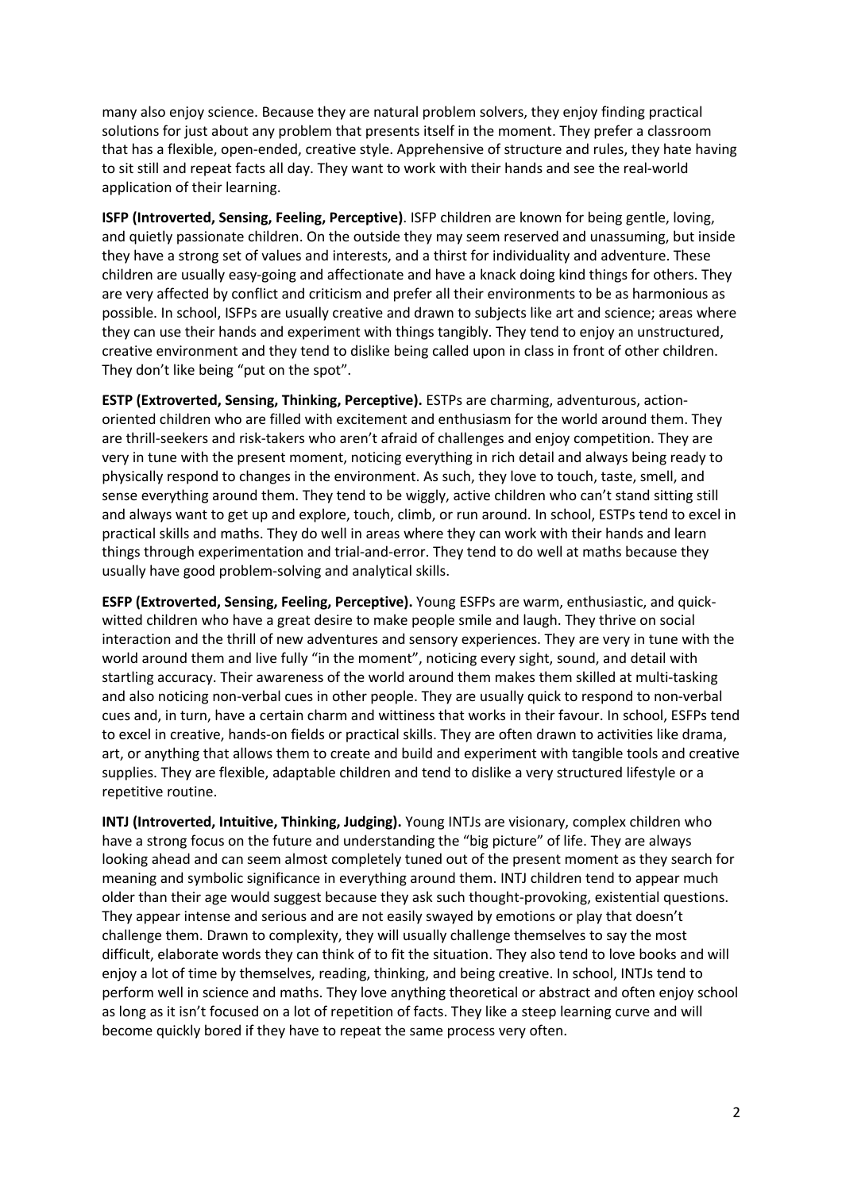many also enjoy science. Because they are natural problem solvers, they enjoy finding practical solutions for just about any problem that presents itself in the moment. They prefer a classroom that has a flexible, open-ended, creative style. Apprehensive of structure and rules, they hate having to sit still and repeat facts all day. They want to work with their hands and see the real-world application of their learning.

**ISFP (Introverted, Sensing, Feeling, Perceptive)**. ISFP children are known for being gentle, loving, and quietly passionate children. On the outside they may seem reserved and unassuming, but inside they have a strong set of values and interests, and a thirst for individuality and adventure. These children are usually easy-going and affectionate and have a knack doing kind things for others. They are very affected by conflict and criticism and prefer all their environments to be as harmonious as possible. In school, ISFPs are usually creative and drawn to subjects like art and science; areas where they can use their hands and experiment with things tangibly. They tend to enjoy an unstructured, creative environment and they tend to dislike being called upon in class in front of other children. They don't like being "put on the spot".

**ESTP (Extroverted, Sensing, Thinking, Perceptive).** ESTPs are charming, adventurous, action-oriented children who are filled with excitement and enthusiasm for the world around them. They are thrill-seekers and risk-takers who aren't afraid of challenges and enjoy competition. They are very in tune with the present moment, noticing everything in rich detail and always being ready to physically respond to changes in the environment. As such, they love to touch, taste, smell, and sense everything around them. They tend to be wiggly, active children who can't stand sitting still and always want to get up and explore, touch, climb, or run around. In school, ESTPs tend to excel in practical skills and maths. They do well in areas where they can work with their hands and learn things through experimentation and trial-and-error. They tend to do well at maths because they usually have good problem-solving and analytical skills.

**ESFP (Extroverted, Sensing, Feeling, Perceptive).** Young ESFPs are warm, enthusiastic, and quick-witted children who have a great desire to make people smile and laugh. They thrive on social interaction and the thrill of new adventures and sensory experiences. They are very in tune with the world around them and live fully "in the moment", noticing every sight, sound, and detail with startling accuracy. Their awareness of the world around them makes them skilled at multi-tasking and also noticing non-verbal cues in other people. They are usually quick to respond to non-verbal cues and, in turn, have a certain charm and wittiness that works in their favour. In school, ESFPs tend to excel in creative, hands-on fields or practical skills. They are often drawn to activities like drama, art, or anything that allows them to create and build and experiment with tangible tools and creative supplies. They are flexible, adaptable children and tend to dislike a very structured lifestyle or a repetitive routine.

**INTJ (Introverted, Intuitive, Thinking, Judging).** Young INTJs are visionary, complex children who have a strong focus on the future and understanding the "big picture" of life. They are always looking ahead and can seem almost completely tuned out of the present moment as they search for meaning and symbolic significance in everything around them. INTJ children tend to appear much older than their age would suggest because they ask such thought-provoking, existential questions. They appear intense and serious and are not easily swayed by emotions or play that doesn't challenge them. Drawn to complexity, they will usually challenge themselves to say the most difficult, elaborate words they can think of to fit the situation. They also tend to love books and will enjoy a lot of time by themselves, reading, thinking, and being creative. In school, INTJs tend to perform well in science and maths. They love anything theoretical or abstract and often enjoy school as long as it isn't focused on a lot of repetition of facts. They like a steep learning curve and will become quickly bored if they have to repeat the same process very often.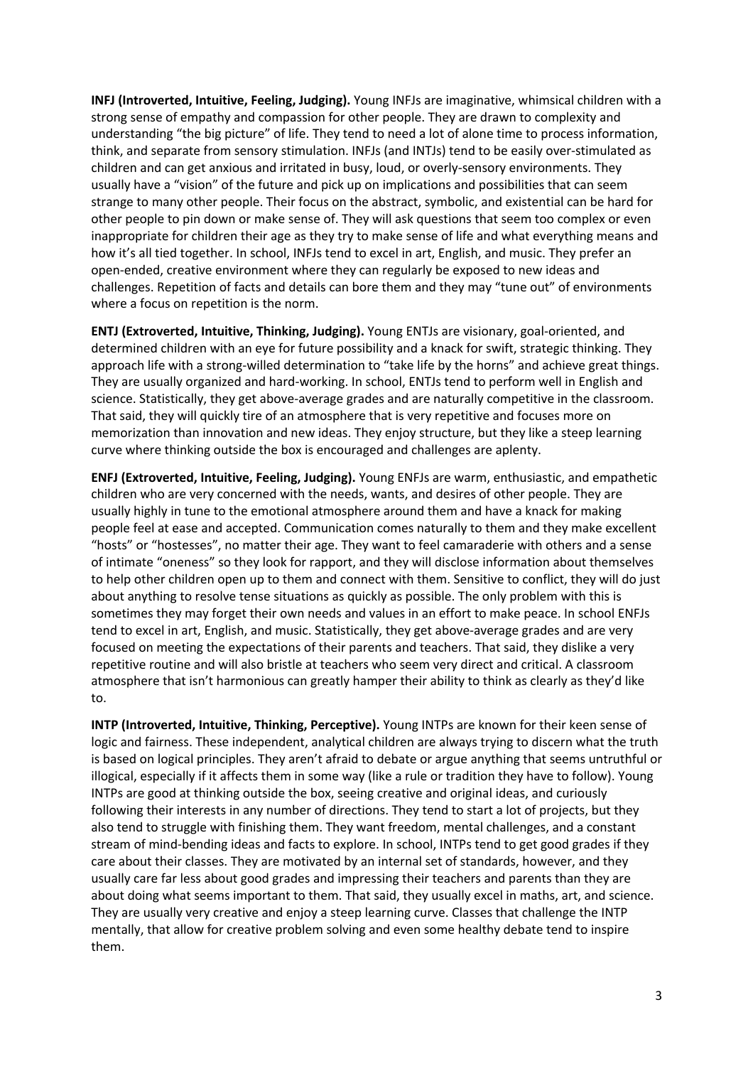**INFJ (Introverted, Intuitive, Feeling, Judging).** Young INFJs are imaginative, whimsical children with a strong sense of empathy and compassion for other people. They are drawn to complexity and understanding "the big picture" of life. They tend to need a lot of alone time to process information, think, and separate from sensory stimulation. INFJs (and INTJs) tend to be easily over-stimulated as children and can get anxious and irritated in busy, loud, or overly-sensory environments. They usually have a "vision" of the future and pick up on implications and possibilities that can seem strange to many other people. Their focus on the abstract, symbolic, and existential can be hard for other people to pin down or make sense of. They will ask questions that seem too complex or even inappropriate for children their age as they try to make sense of life and what everything means and how it's all tied together. In school, INFJs tend to excel in art, English, and music. They prefer an open-ended, creative environment where they can regularly be exposed to new ideas and challenges. Repetition of facts and details can bore them and they may "tune out" of environments where a focus on repetition is the norm.

**ENTJ (Extroverted, Intuitive, Thinking, Judging).** Young ENTJs are visionary, goal-oriented, and determined children with an eye for future possibility and a knack for swift, strategic thinking. They approach life with a strong-willed determination to "take life by the horns" and achieve great things. They are usually organized and hard-working. In school, ENTJs tend to perform well in English and science. Statistically, they get above-average grades and are naturally competitive in the classroom. That said, they will quickly tire of an atmosphere that is very repetitive and focuses more on memorization than innovation and new ideas. They enjoy structure, but they like a steep learning curve where thinking outside the box is encouraged and challenges are aplenty.

**ENFJ (Extroverted, Intuitive, Feeling, Judging).** Young ENFJs are warm, enthusiastic, and empathetic children who are very concerned with the needs, wants, and desires of other people. They are usually highly in tune to the emotional atmosphere around them and have a knack for making people feel at ease and accepted. Communication comes naturally to them and they make excellent "hosts" or "hostesses", no matter their age. They want to feel camaraderie with others and a sense of intimate "oneness" so they look for rapport, and they will disclose information about themselves to help other children open up to them and connect with them. Sensitive to conflict, they will do just about anything to resolve tense situations as quickly as possible. The only problem with this is sometimes they may forget their own needs and values in an effort to make peace. In school ENFJs tend to excel in art, English, and music. Statistically, they get above-average grades and are very focused on meeting the expectations of their parents and teachers. That said, they dislike a very repetitive routine and will also bristle at teachers who seem very direct and critical. A classroom atmosphere that isn't harmonious can greatly hamper their ability to think as clearly as they'd like to.

**INTP (Introverted, Intuitive, Thinking, Perceptive).** Young INTPs are known for their keen sense of logic and fairness. These independent, analytical children are always trying to discern what the truth is based on logical principles. They aren't afraid to debate or argue anything that seems untruthful or illogical, especially if it affects them in some way (like a rule or tradition they have to follow). Young INTPs are good at thinking outside the box, seeing creative and original ideas, and curiously following their interests in any number of directions. They tend to start a lot of projects, but they also tend to struggle with finishing them. They want freedom, mental challenges, and a constant stream of mind-bending ideas and facts to explore. In school, INTPs tend to get good grades if they care about their classes. They are motivated by an internal set of standards, however, and they usually care far less about good grades and impressing their teachers and parents than they are about doing what seems important to them. That said, they usually excel in maths, art, and science. They are usually very creative and enjoy a steep learning curve. Classes that challenge the INTP mentally, that allow for creative problem solving and even some healthy debate tend to inspire them.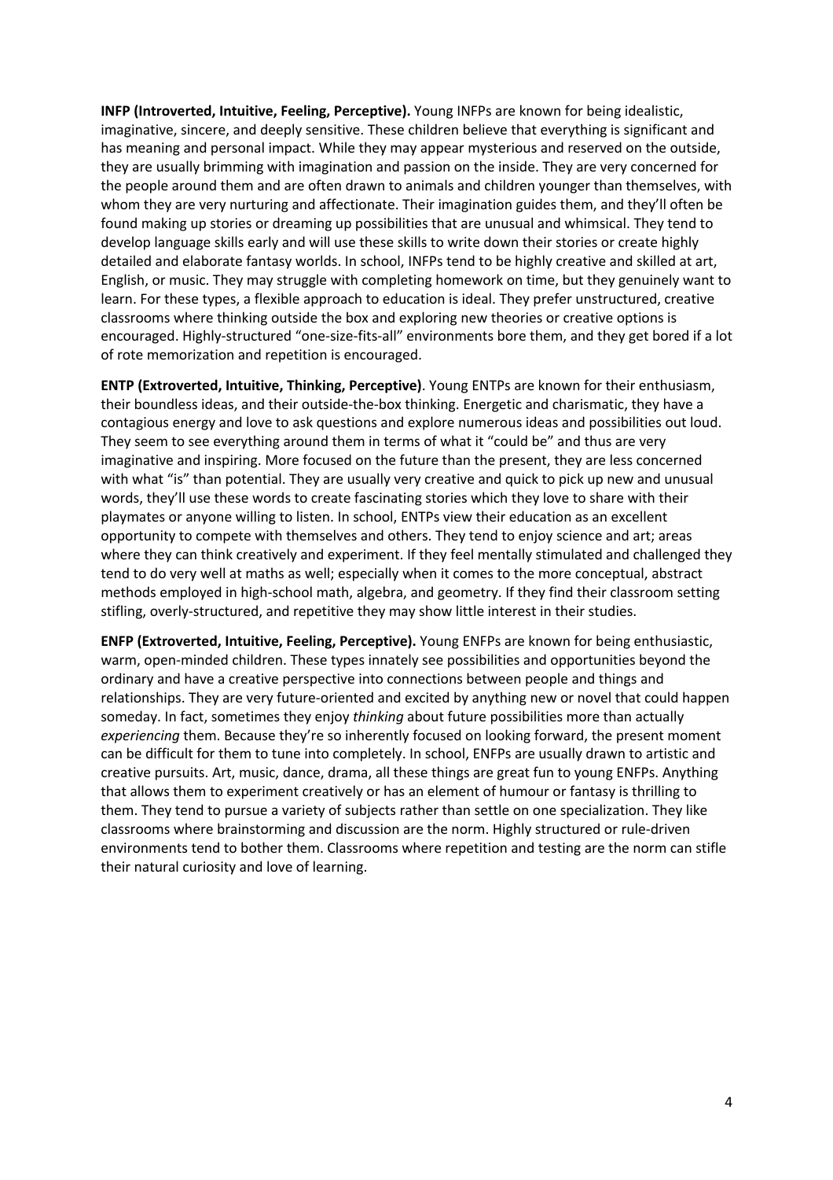**INFP (Introverted, Intuitive, Feeling, Perceptive).** Young INFPs are known for being idealistic, imaginative, sincere, and deeply sensitive. These children believe that everything is significant and has meaning and personal impact. While they may appear mysterious and reserved on the outside, they are usually brimming with imagination and passion on the inside. They are very concerned for the people around them and are often drawn to animals and children younger than themselves, with whom they are very nurturing and affectionate. Their imagination guides them, and they'll often be found making up stories or dreaming up possibilities that are unusual and whimsical. They tend to develop language skills early and will use these skills to write down their stories or create highly detailed and elaborate fantasy worlds. In school, INFPs tend to be highly creative and skilled at art, English, or music. They may struggle with completing homework on time, but they genuinely want to learn. For these types, a flexible approach to education is ideal. They prefer unstructured, creative classrooms where thinking outside the box and exploring new theories or creative options is encouraged. Highly-structured "one-size-fits-all" environments bore them, and they get bored if a lot of rote memorization and repetition is encouraged.

**ENTP (Extroverted, Intuitive, Thinking, Perceptive)**. Young ENTPs are known for their enthusiasm, their boundless ideas, and their outside-the-box thinking. Energetic and charismatic, they have a contagious energy and love to ask questions and explore numerous ideas and possibilities out loud. They seem to see everything around them in terms of what it "could be" and thus are very imaginative and inspiring. More focused on the future than the present, they are less concerned with what "is" than potential. They are usually very creative and quick to pick up new and unusual words, they'll use these words to create fascinating stories which they love to share with their playmates or anyone willing to listen. In school, ENTPs view their education as an excellent opportunity to compete with themselves and others. They tend to enjoy science and art; areas where they can think creatively and experiment. If they feel mentally stimulated and challenged they tend to do very well at maths as well; especially when it comes to the more conceptual, abstract methods employed in high-school math, algebra, and geometry. If they find their classroom setting stifling, overly-structured, and repetitive they may show little interest in their studies.

**ENFP (Extroverted, Intuitive, Feeling, Perceptive).** Young ENFPs are known for being enthusiastic, warm, open-minded children. These types innately see possibilities and opportunities beyond the ordinary and have a creative perspective into connections between people and things and relationships. They are very future-oriented and excited by anything new or novel that could happen someday. In fact, sometimes they enjoy *thinking* about future possibilities more than actually *experiencing* them. Because they're so inherently focused on looking forward, the present moment can be difficult for them to tune into completely. In school, ENFPs are usually drawn to artistic and creative pursuits. Art, music, dance, drama, all these things are great fun to young ENFPs. Anything that allows them to experiment creatively or has an element of humour or fantasy is thrilling to them. They tend to pursue a variety of subjects rather than settle on one specialization. They like classrooms where brainstorming and discussion are the norm. Highly structured or rule-driven environments tend to bother them. Classrooms where repetition and testing are the norm can stifle their natural curiosity and love of learning.